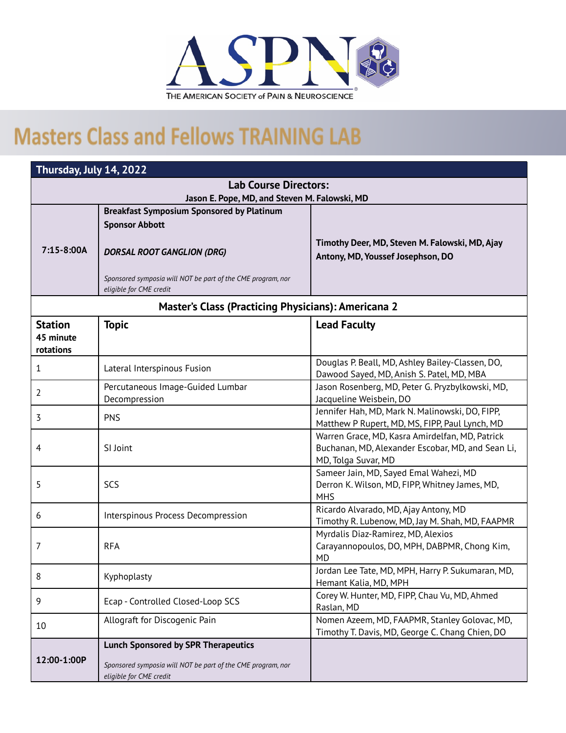THE AMERICAN SOCIETY of PAIN & NEUROSCIENCE

# Masters Class and Fellows TRAINING LAB

**Thursday, July 14, 2022**

**Lab Course Directors:**
**Jason E. Pope, MD, and Steven M. Falowski, MD**

| | | |
|---|---|---|
| **7:15-8:00A** | **Breakfast Symposium Sponsored by Platinum Sponsor Abbott**<br><br>***DORSAL ROOT GANGLION (DRG)***<br><br>*Sponsored symposia will NOT be part of the CME program, nor eligible for CME credit* | **Timothy Deer, MD, Steven M. Falowski, MD, Ajay Antony, MD, Youssef Josephson, DO** |

**Master's Class (Practicing Physicians): Americana 2**

| **Station** 45 minute rotations | **Topic** | **Lead Faculty** |
|---|---|---|
| 1 | Lateral Interspinous Fusion | Douglas P. Beall, MD, Ashley Bailey-Classen, DO, Dawood Sayed, MD, Anish S. Patel, MD, MBA |
| 2 | Percutaneous Image-Guided Lumbar Decompression | Jason Rosenberg, MD, Peter G. Pryzbylkowski, MD, Jacqueline Weisbein, DO |
| 3 | PNS | Jennifer Hah, MD, Mark N. Malinowski, DO, FIPP, Matthew P Rupert, MD, MS, FIPP, Paul Lynch, MD |
| 4 | SI Joint | Warren Grace, MD, Kasra Amirdelfan, MD, Patrick Buchanan, MD, Alexander Escobar, MD, and Sean Li, MD, Tolga Suvar, MD |
| 5 | SCS | Sameer Jain, MD, Sayed Emal Wahezi, MD Derron K. Wilson, MD, FIPP, Whitney James, MD, MHS |
| 6 | Interspinous Process Decompression | Ricardo Alvarado, MD, Ajay Antony, MD Timothy R. Lubenow, MD, Jay M. Shah, MD, FAAPMR |
| 7 | RFA | Myrdalis Diaz-Ramirez, MD, Alexios Carayannopoulos, DO, MPH, DABPMR, Chong Kim, MD |
| 8 | Kyphoplasty | Jordan Lee Tate, MD, MPH, Harry P. Sukumaran, MD, Hemant Kalia, MD, MPH |
| 9 | Ecap - Controlled Closed-Loop SCS | Corey W. Hunter, MD, FIPP, Chau Vu, MD, Ahmed Raslan, MD |
| 10 | Allograft for Discogenic Pain | Nomen Azeem, MD, FAAPMR, Stanley Golovac, MD, Timothy T. Davis, MD, George C. Chang Chien, DO |
| **12:00-1:00P** | **Lunch Sponsored by SPR Therapeutics**<br><br>*Sponsored symposia will NOT be part of the CME program, nor eligible for CME credit* | |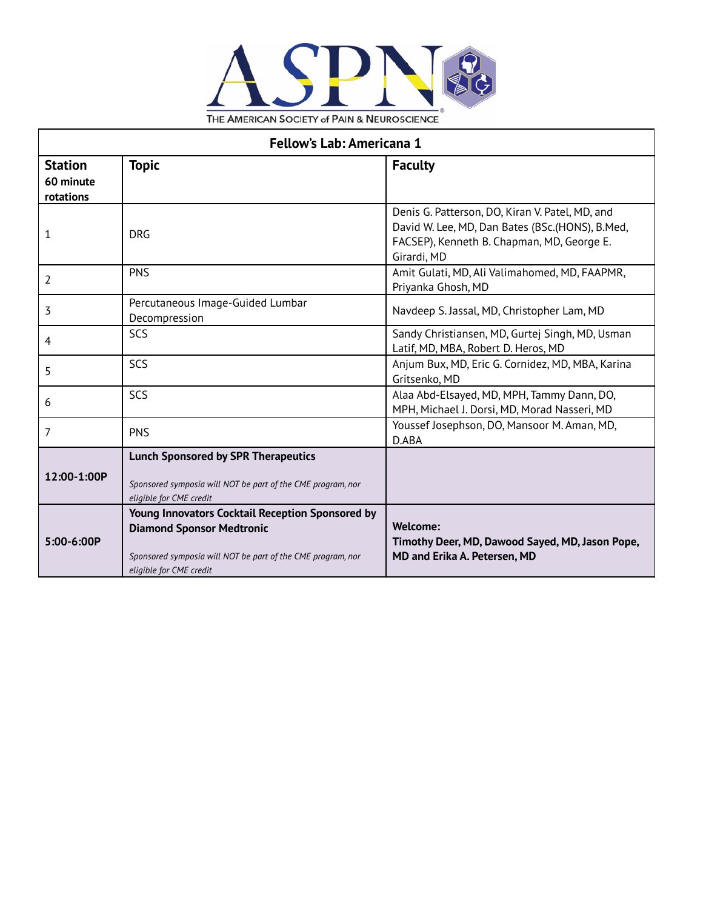THE AMERICAN SOCIETY of PAIN & NEUROSCIENCE

| Fellow's Lab: Americana 1 | | |
|---|---|---|
| **Station** 60 minute rotations | **Topic** | **Faculty** |
| 1 | DRG | Denis G. Patterson, DO, Kiran V. Patel, MD, and David W. Lee, MD, Dan Bates (BSc.(HONS), B.Med, FACSEP), Kenneth B. Chapman, MD, George E. Girardi, MD |
| 2 | PNS | Amit Gulati, MD, Ali Valimahomed, MD, FAAPMR, Priyanka Ghosh, MD |
| 3 | Percutaneous Image-Guided Lumbar Decompression | Navdeep S. Jassal, MD, Christopher Lam, MD |
| 4 | SCS | Sandy Christiansen, MD, Gurtej Singh, MD, Usman Latif, MD, MBA, Robert D. Heros, MD |
| 5 | SCS | Anjum Bux, MD, Eric G. Cornidez, MD, MBA, Karina Gritsenko, MD |
| 6 | SCS | Alaa Abd-Elsayed, MD, MPH, Tammy Dann, DO, MPH, Michael J. Dorsi, MD, Morad Nasseri, MD |
| 7 | PNS | Youssef Josephson, DO, Mansoor M. Aman, MD, D.ABA |
| **12:00-1:00P** | **Lunch Sponsored by SPR Therapeutics** *Sponsored symposia will NOT be part of the CME program, nor eligible for CME credit* | |
| **5:00-6:00P** | **Young Innovators Cocktail Reception Sponsored by Diamond Sponsor Medtronic** *Sponsored symposia will NOT be part of the CME program, nor eligible for CME credit* | **Welcome: Timothy Deer, MD, Dawood Sayed, MD, Jason Pope, MD and Erika A. Petersen, MD** |